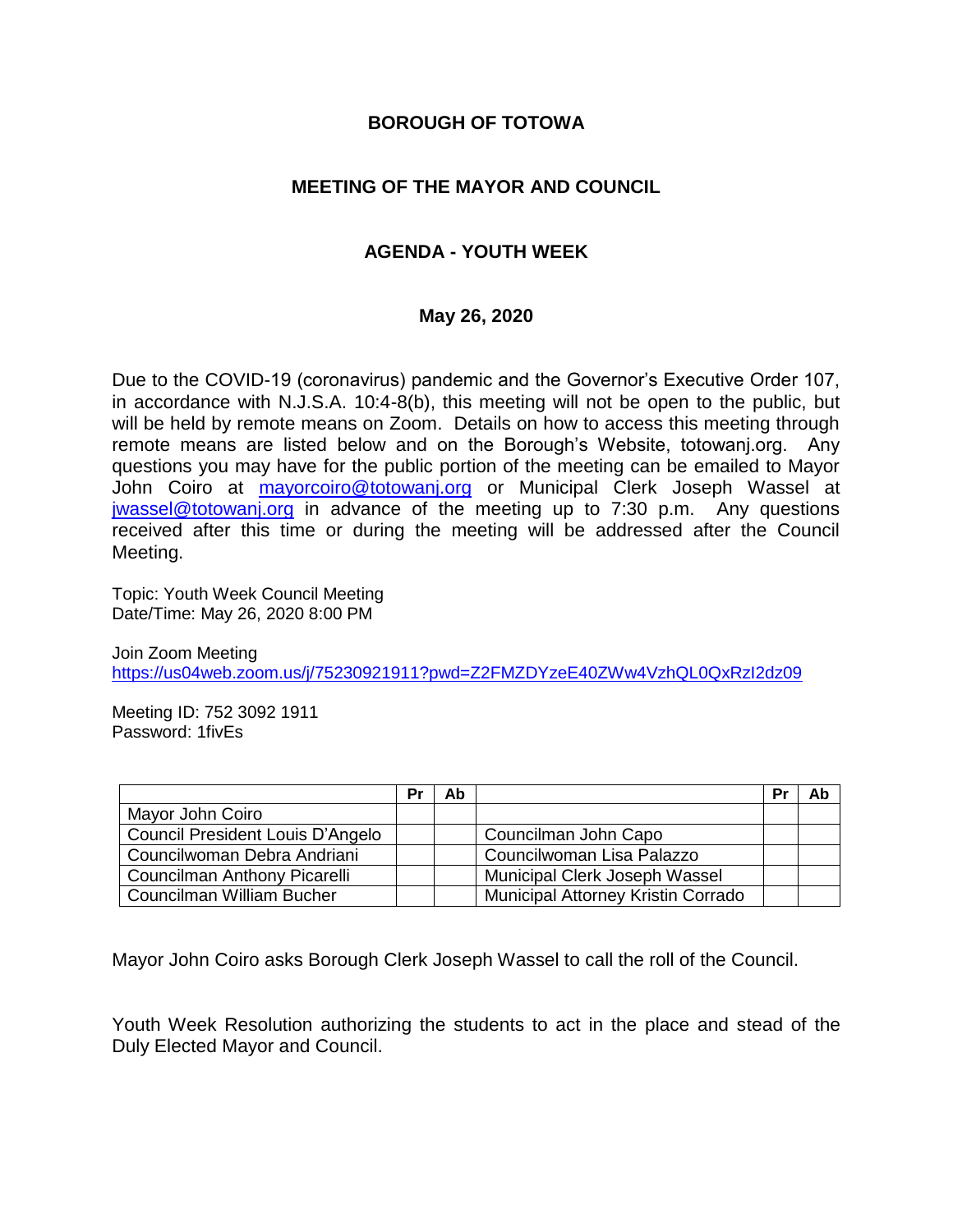# BOROUGH OF TOTOWA

## MEETING OF THE MAYOR AND COUNCIL

## AGENDA - YOUTH WEEK

**May 26, 2020**

Due to the COVID-19 (coronavirus) pandemic and the Governor's Executive Order 107, in accordance with N.J.S.A. 10:4-8(b), this meeting will not be open to the public, but will be held by remote means on Zoom. Details on how to access this meeting through remote means are listed below and on the Borough's Website, totowanj.org. Any questions you may have for the public portion of the meeting can be emailed to Mayor John Coiro at mayorcoiro@totowanj.org or Municipal Clerk Joseph Wassel at jwassel@totowanj.org in advance of the meeting up to 7:30 p.m. Any questions received after this time or during the meeting will be addressed after the Council Meeting.

Topic: Youth Week Council Meeting
Date/Time: May 26, 2020 8:00 PM

Join Zoom Meeting
https://us04web.zoom.us/j/75230921911?pwd=Z2FMZDYzeE40ZWw4VzhQL0QxRzI2dz09

Meeting ID: 752 3092 1911
Password: 1fivEs

| | Pr | Ab | | Pr | Ab |
|---|---|---|---|---|---|
| Mayor John Coiro | | | | | |
| Council President Louis D'Angelo | | | Councilman John Capo | | |
| Councilwoman Debra Andriani | | | Councilwoman Lisa Palazzo | | |
| Councilman Anthony Picarelli | | | Municipal Clerk Joseph Wassel | | |
| Councilman William Bucher | | | Municipal Attorney Kristin Corrado | | |

Mayor John Coiro asks Borough Clerk Joseph Wassel to call the roll of the Council.

Youth Week Resolution authorizing the students to act in the place and stead of the Duly Elected Mayor and Council.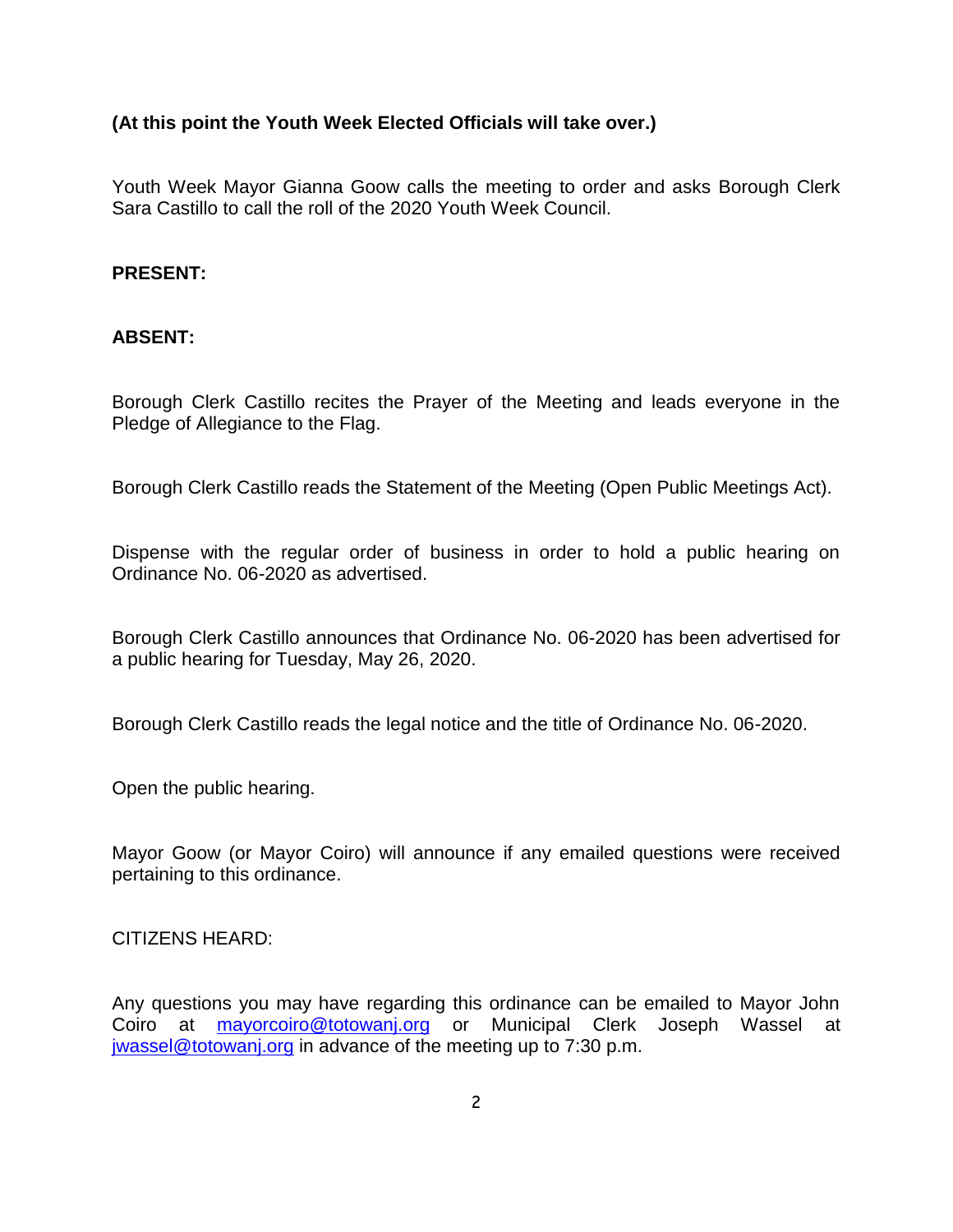**(At this point the Youth Week Elected Officials will take over.)**

Youth Week Mayor Gianna Goow calls the meeting to order and asks Borough Clerk Sara Castillo to call the roll of the 2020 Youth Week Council.

**PRESENT:**

**ABSENT:**

Borough Clerk Castillo recites the Prayer of the Meeting and leads everyone in the Pledge of Allegiance to the Flag.

Borough Clerk Castillo reads the Statement of the Meeting (Open Public Meetings Act).

Dispense with the regular order of business in order to hold a public hearing on Ordinance No. 06-2020 as advertised.

Borough Clerk Castillo announces that Ordinance No. 06-2020 has been advertised for a public hearing for Tuesday, May 26, 2020.

Borough Clerk Castillo reads the legal notice and the title of Ordinance No. 06-2020.

Open the public hearing.

Mayor Goow (or Mayor Coiro) will announce if any emailed questions were received pertaining to this ordinance.

CITIZENS HEARD:

Any questions you may have regarding this ordinance can be emailed to Mayor John Coiro at [mayorcoiro@totowanj.org](mailto:mayorcoiro@totowanj.org) or Municipal Clerk Joseph Wassel at [jwassel@totowanj.org](mailto:jwassel@totowanj.org) in advance of the meeting up to 7:30 p.m.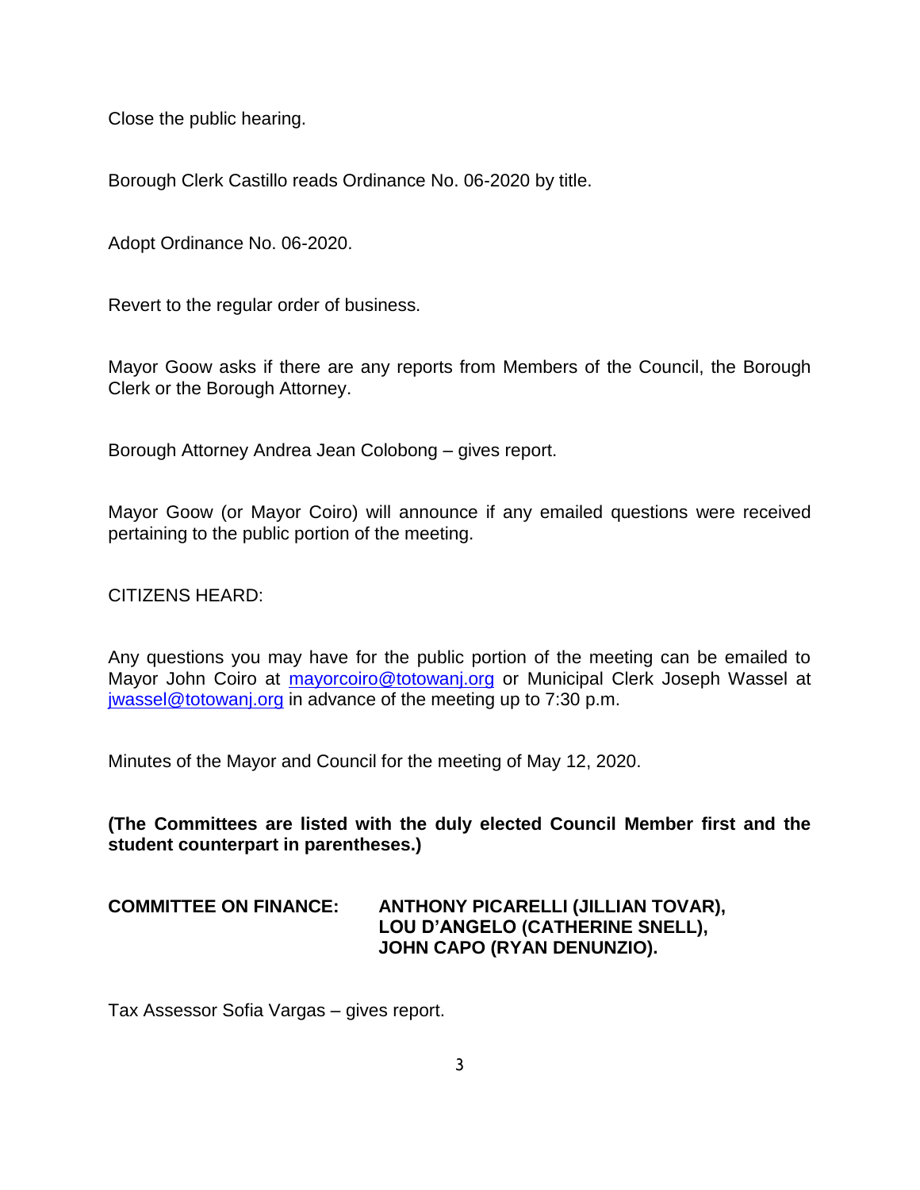Close the public hearing.

Borough Clerk Castillo reads Ordinance No. 06-2020 by title.

Adopt Ordinance No. 06-2020.

Revert to the regular order of business.

Mayor Goow asks if there are any reports from Members of the Council, the Borough Clerk or the Borough Attorney.

Borough Attorney Andrea Jean Colobong – gives report.

Mayor Goow (or Mayor Coiro) will announce if any emailed questions were received pertaining to the public portion of the meeting.

CITIZENS HEARD:

Any questions you may have for the public portion of the meeting can be emailed to Mayor John Coiro at mayorcoiro@totowanj.org or Municipal Clerk Joseph Wassel at jwassel@totowanj.org in advance of the meeting up to 7:30 p.m.

Minutes of the Mayor and Council for the meeting of May 12, 2020.

**(The Committees are listed with the duly elected Council Member first and the student counterpart in parentheses.)**

**COMMITTEE ON FINANCE: ANTHONY PICARELLI (JILLIAN TOVAR), LOU D'ANGELO (CATHERINE SNELL), JOHN CAPO (RYAN DENUNZIO).**

Tax Assessor Sofia Vargas – gives report.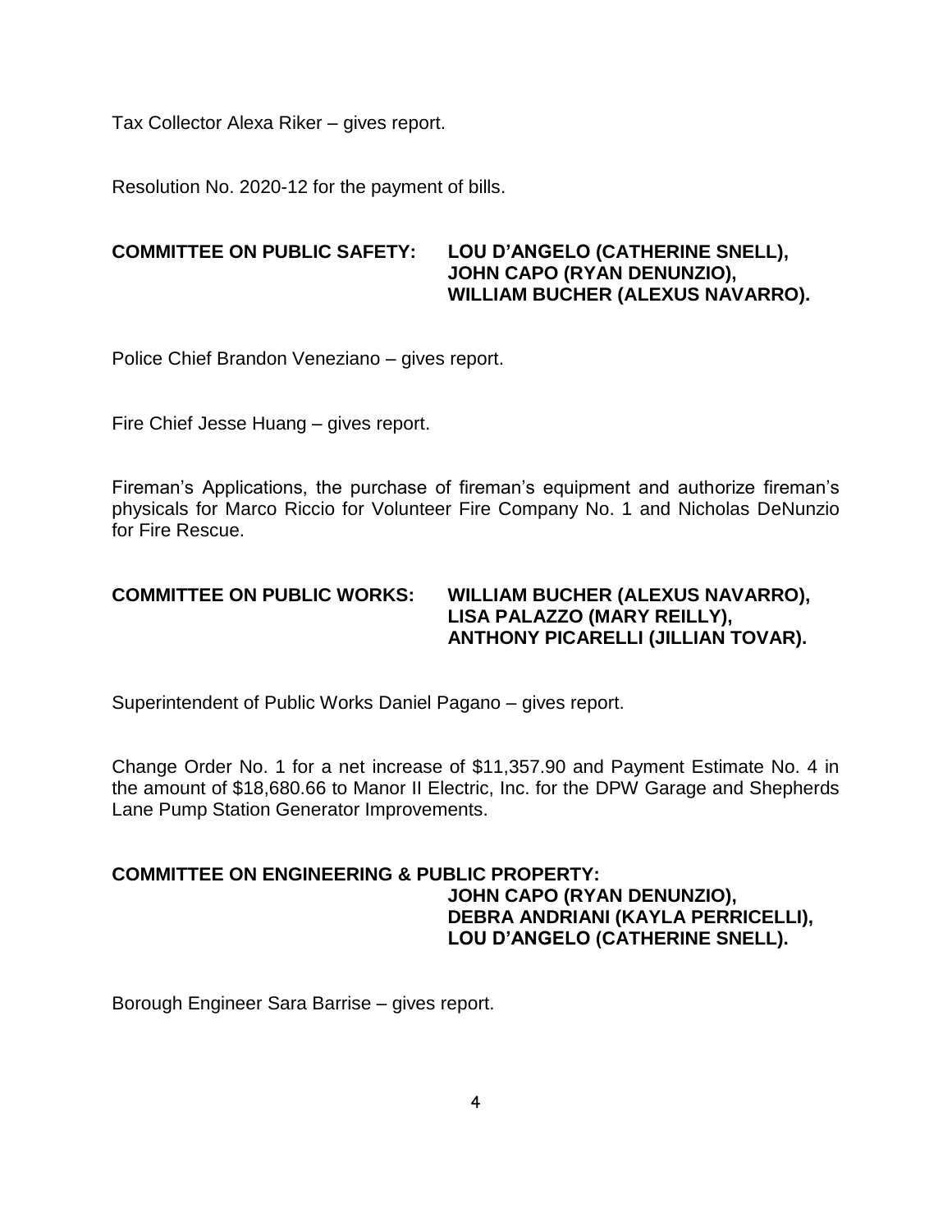Tax Collector Alexa Riker – gives report.

Resolution No. 2020-12 for the payment of bills.

**COMMITTEE ON PUBLIC SAFETY: LOU D'ANGELO (CATHERINE SNELL), JOHN CAPO (RYAN DENUNZIO), WILLIAM BUCHER (ALEXUS NAVARRO).**

Police Chief Brandon Veneziano – gives report.

Fire Chief Jesse Huang – gives report.

Fireman's Applications, the purchase of fireman's equipment and authorize fireman's physicals for Marco Riccio for Volunteer Fire Company No. 1 and Nicholas DeNunzio for Fire Rescue.

**COMMITTEE ON PUBLIC WORKS: WILLIAM BUCHER (ALEXUS NAVARRO), LISA PALAZZO (MARY REILLY), ANTHONY PICARELLI (JILLIAN TOVAR).**

Superintendent of Public Works Daniel Pagano – gives report.

Change Order No. 1 for a net increase of $11,357.90 and Payment Estimate No. 4 in the amount of $18,680.66 to Manor II Electric, Inc. for the DPW Garage and Shepherds Lane Pump Station Generator Improvements.

**COMMITTEE ON ENGINEERING & PUBLIC PROPERTY: JOHN CAPO (RYAN DENUNZIO), DEBRA ANDRIANI (KAYLA PERRICELLI), LOU D'ANGELO (CATHERINE SNELL).**

Borough Engineer Sara Barrise – gives report.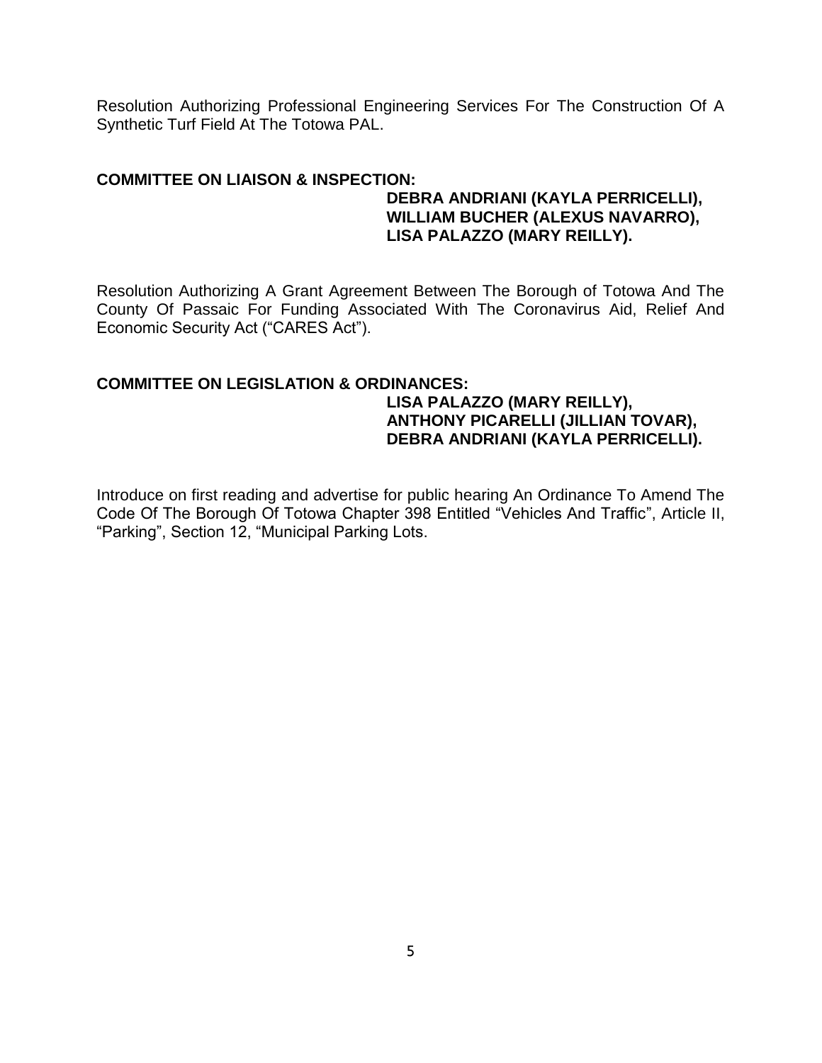Resolution Authorizing Professional Engineering Services For The Construction Of A Synthetic Turf Field At The Totowa PAL.

**COMMITTEE ON LIAISON & INSPECTION:**

**DEBRA ANDRIANI (KAYLA PERRICELLI), WILLIAM BUCHER (ALEXUS NAVARRO), LISA PALAZZO (MARY REILLY).**

Resolution Authorizing A Grant Agreement Between The Borough of Totowa And The County Of Passaic For Funding Associated With The Coronavirus Aid, Relief And Economic Security Act ("CARES Act").

**COMMITTEE ON LEGISLATION & ORDINANCES:**

**LISA PALAZZO (MARY REILLY), ANTHONY PICARELLI (JILLIAN TOVAR), DEBRA ANDRIANI (KAYLA PERRICELLI).**

Introduce on first reading and advertise for public hearing An Ordinance To Amend The Code Of The Borough Of Totowa Chapter 398 Entitled "Vehicles And Traffic", Article II, "Parking", Section 12, "Municipal Parking Lots.